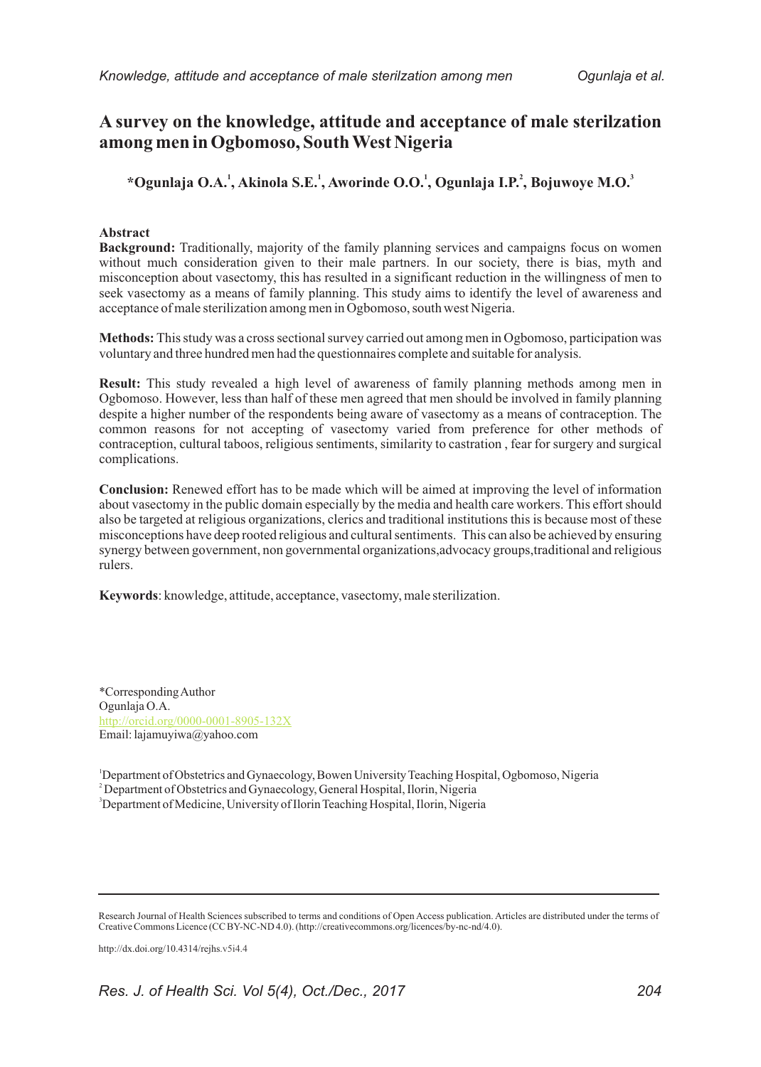# A survey on the knowledge, attitude and acceptance of male sterilzation among men in Ogbomoso, South West Nigeria

**\*Ogunlaja O.A.[1], Akinola S.E.[1], Aworinde O.O.[1], Ogunlaja I.P.[2], Bojuwoye M.O.[3]**

## Abstract

**Background:** Traditionally, majority of the family planning services and campaigns focus on women without much consideration given to their male partners. In our society, there is bias, myth and misconception about vasectomy, this has resulted in a significant reduction in the willingness of men to seek vasectomy as a means of family planning. This study aims to identify the level of awareness and acceptance of male sterilization among men in Ogbomoso, south west Nigeria.

**Methods:** This study was a cross sectional survey carried out among men in Ogbomoso, participation was voluntary and three hundred men had the questionnaires complete and suitable for analysis.

**Result:** This study revealed a high level of awareness of family planning methods among men in Ogbomoso. However, less than half of these men agreed that men should be involved in family planning despite a higher number of the respondents being aware of vasectomy as a means of contraception. The common reasons for not accepting of vasectomy varied from preference for other methods of contraception, cultural taboos, religious sentiments, similarity to castration , fear for surgery and surgical complications.

**Conclusion:** Renewed effort has to be made which will be aimed at improving the level of information about vasectomy in the public domain especially by the media and health care workers. This effort should also be targeted at religious organizations, clerics and traditional institutions this is because most of these misconceptions have deep rooted religious and cultural sentiments. This can also be achieved by ensuring synergy between government, non governmental organizations,advocacy groups,traditional and religious rulers.

**Keywords**: knowledge, attitude, acceptance, vasectomy, male sterilization.

\*Corresponding Author
Ogunlaja O.A.
http://orcid.org/0000-0001-8905-132X
Email: lajamuyiwa@yahoo.com

[1]Department of Obstetrics and Gynaecology, Bowen University Teaching Hospital, Ogbomoso, Nigeria
[2]Department of Obstetrics and Gynaecology, General Hospital, Ilorin, Nigeria
[3]Department of Medicine, University of Ilorin Teaching Hospital, Ilorin, Nigeria

Research Journal of Health Sciences subscribed to terms and conditions of Open Access publication. Articles are distributed under the terms of Creative Commons Licence (CC BY-NC-ND 4.0). (http://creativecommons.org/licences/by-nc-nd/4.0).

http://dx.doi.org/10.4314/rejhs.v5i4.4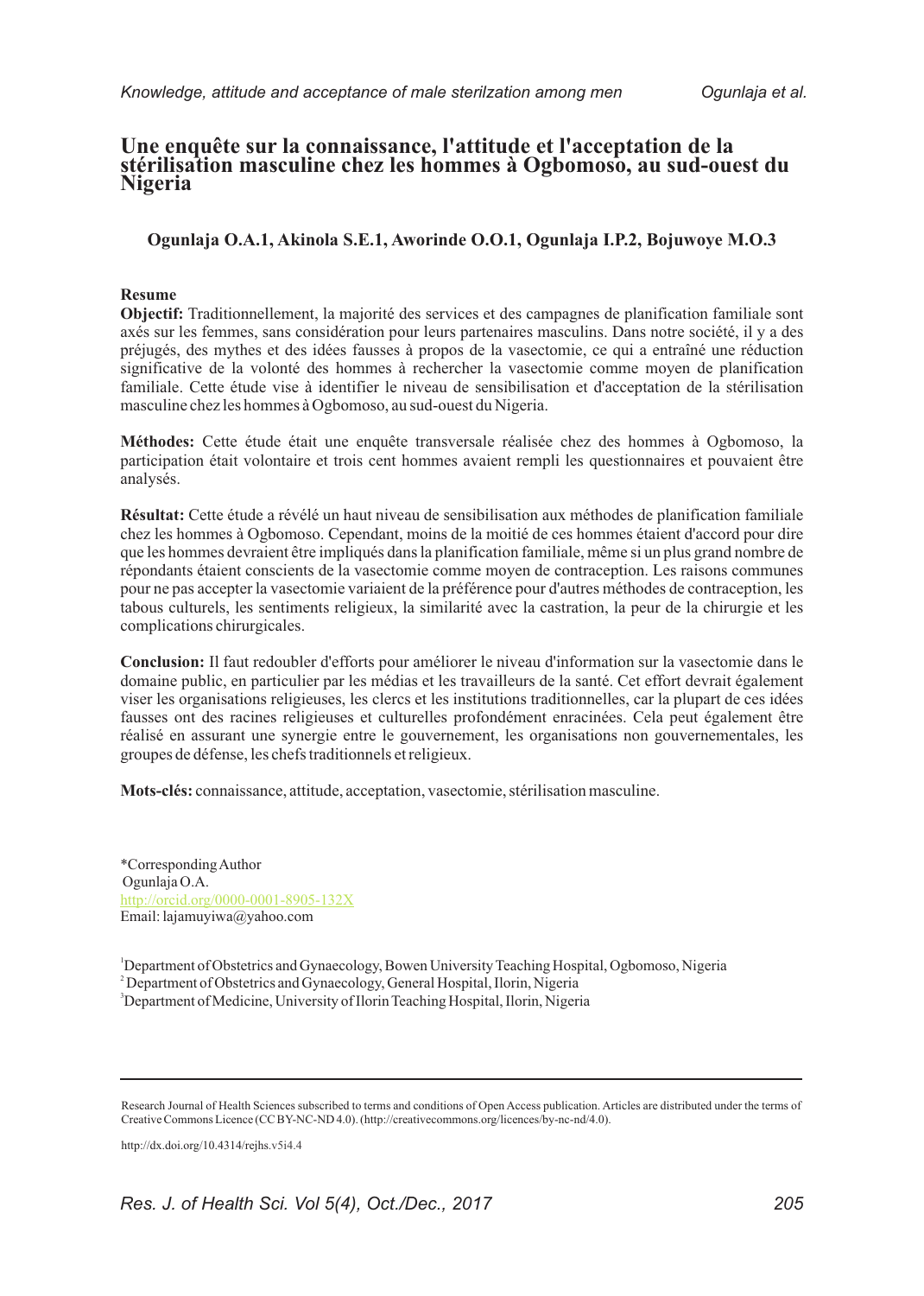# Une enquête sur la connaissance, l'attitude et l'acceptation de la stérilisation masculine chez les hommes à Ogbomoso, au sud-ouest du Nigeria

**Ogunlaja O.A.1, Akinola S.E.1, Aworinde O.O.1, Ogunlaja I.P.2, Bojuwoye M.O.3**

**Resume**

**Objectif:** Traditionnellement, la majorité des services et des campagnes de planification familiale sont axés sur les femmes, sans considération pour leurs partenaires masculins. Dans notre société, il y a des préjugés, des mythes et des idées fausses à propos de la vasectomie, ce qui a entraîné une réduction significative de la volonté des hommes à rechercher la vasectomie comme moyen de planification familiale. Cette étude vise à identifier le niveau de sensibilisation et d'acceptation de la stérilisation masculine chez les hommes à Ogbomoso, au sud-ouest du Nigeria.

**Méthodes:** Cette étude était une enquête transversale réalisée chez des hommes à Ogbomoso, la participation était volontaire et trois cent hommes avaient rempli les questionnaires et pouvaient être analysés.

**Résultat:** Cette étude a révélé un haut niveau de sensibilisation aux méthodes de planification familiale chez les hommes à Ogbomoso. Cependant, moins de la moitié de ces hommes étaient d'accord pour dire que les hommes devraient être impliqués dans la planification familiale, même si un plus grand nombre de répondants étaient conscients de la vasectomie comme moyen de contraception. Les raisons communes pour ne pas accepter la vasectomie variaient de la préférence pour d'autres méthodes de contraception, les tabous culturels, les sentiments religieux, la similarité avec la castration, la peur de la chirurgie et les complications chirurgicales.

**Conclusion:** Il faut redoubler d'efforts pour améliorer le niveau d'information sur la vasectomie dans le domaine public, en particulier par les médias et les travailleurs de la santé. Cet effort devrait également viser les organisations religieuses, les clercs et les institutions traditionnelles, car la plupart de ces idées fausses ont des racines religieuses et culturelles profondément enracinées. Cela peut également être réalisé en assurant une synergie entre le gouvernement, les organisations non gouvernementales, les groupes de défense, les chefs traditionnels et religieux.

**Mots-clés:** connaissance, attitude, acceptation, vasectomie, stérilisation masculine.

*Corresponding Author
Ogunlaja O.A.
http://orcid.org/0000-0001-8905-132X
Email: lajamuyiwa@yahoo.com

[1] Department of Obstetrics and Gynaecology, Bowen University Teaching Hospital, Ogbomoso, Nigeria
[2] Department of Obstetrics and Gynaecology, General Hospital, Ilorin, Nigeria
[3] Department of Medicine, University of Ilorin Teaching Hospital, Ilorin, Nigeria

Research Journal of Health Sciences subscribed to terms and conditions of Open Access publication. Articles are distributed under the terms of Creative Commons Licence (CC BY-NC-ND 4.0). (http://creativecommons.org/licences/by-nc-nd/4.0).

http://dx.doi.org/10.4314/rejhs.v5i4.4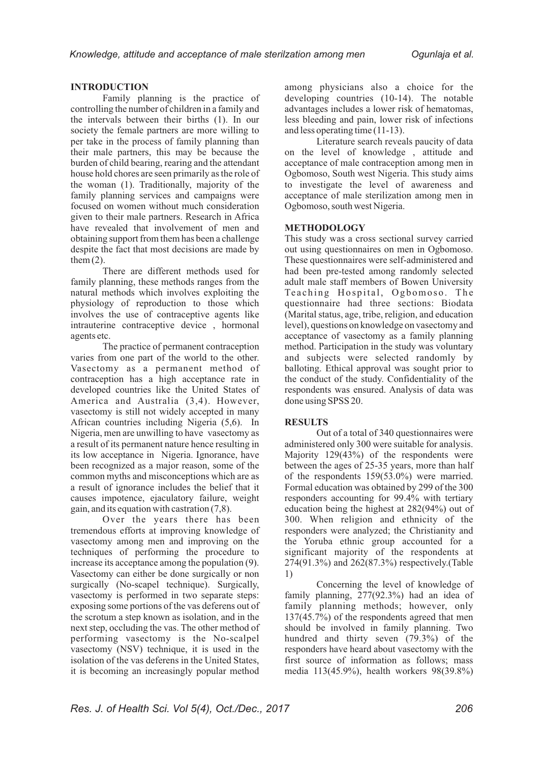## INTRODUCTION

Family planning is the practice of controlling the number of children in a family and the intervals between their births (1). In our society the female partners are more willing to per take in the process of family planning than their male partners, this may be because the burden of child bearing, rearing and the attendant house hold chores are seen primarily as the role of the woman (1). Traditionally, majority of the family planning services and campaigns were focused on women without much consideration given to their male partners. Research in Africa have revealed that involvement of men and obtaining support from them has been a challenge despite the fact that most decisions are made by them (2).

There are different methods used for family planning, these methods ranges from the natural methods which involves exploiting the physiology of reproduction to those which involves the use of contraceptive agents like intrauterine contraceptive device , hormonal agents etc.

The practice of permanent contraception varies from one part of the world to the other. Vasectomy as a permanent method of contraception has a high acceptance rate in developed countries like the United States of America and Australia (3,4). However, vasectomy is still not widely accepted in many African countries including Nigeria (5,6). In Nigeria, men are unwilling to have vasectomy as a result of its permanent nature hence resulting in its low acceptance in Nigeria. Ignorance, have been recognized as a major reason, some of the common myths and misconceptions which are as a result of ignorance includes the belief that it causes impotence, ejaculatory failure, weight gain, and its equation with castration (7,8).

Over the years there has been tremendous efforts at improving knowledge of vasectomy among men and improving on the techniques of performing the procedure to increase its acceptance among the population (9). Vasectomy can either be done surgically or non surgically (No-scapel technique). Surgically, vasectomy is performed in two separate steps: exposing some portions of the vas deferens out of the scrotum a step known as isolation, and in the next step, occluding the vas. The other method of performing vasectomy is the No-scalpel vasectomy (NSV) technique, it is used in the isolation of the vas deferens in the United States, it is becoming an increasingly popular method among physicians also a choice for the developing countries (10-14). The notable advantages includes a lower risk of hematomas, less bleeding and pain, lower risk of infections and less operating time (11-13).

Literature search reveals paucity of data on the level of knowledge , attitude and acceptance of male contraception among men in Ogbomoso, South west Nigeria. This study aims to investigate the level of awareness and acceptance of male sterilization among men in Ogbomoso, south west Nigeria.

## METHODOLOGY

This study was a cross sectional survey carried out using questionnaires on men in Ogbomoso. These questionnaires were self-administered and had been pre-tested among randomly selected adult male staff members of Bowen University Teaching Hospital, Ogbomoso. The questionnaire had three sections: Biodata (Marital status, age, tribe, religion, and education level), questions on knowledge on vasectomy and acceptance of vasectomy as a family planning method. Participation in the study was voluntary and subjects were selected randomly by balloting. Ethical approval was sought prior to the conduct of the study. Confidentiality of the respondents was ensured. Analysis of data was done using SPSS 20.

## RESULTS

Out of a total of 340 questionnaires were administered only 300 were suitable for analysis. Majority 129(43%) of the respondents were between the ages of 25-35 years, more than half of the respondents 159(53.0%) were married. Formal education was obtained by 299 of the 300 responders accounting for 99.4% with tertiary education being the highest at 282(94%) out of 300. When religion and ethnicity of the responders were analyzed; the Christianity and the Yoruba ethnic group accounted for a significant majority of the respondents at 274(91.3%) and 262(87.3%) respectively.(Table 1)

Concerning the level of knowledge of family planning, 277(92.3%) had an idea of family planning methods; however, only 137(45.7%) of the respondents agreed that men should be involved in family planning. Two hundred and thirty seven (79.3%) of the responders have heard about vasectomy with the first source of information as follows; mass media 113(45.9%), health workers 98(39.8%)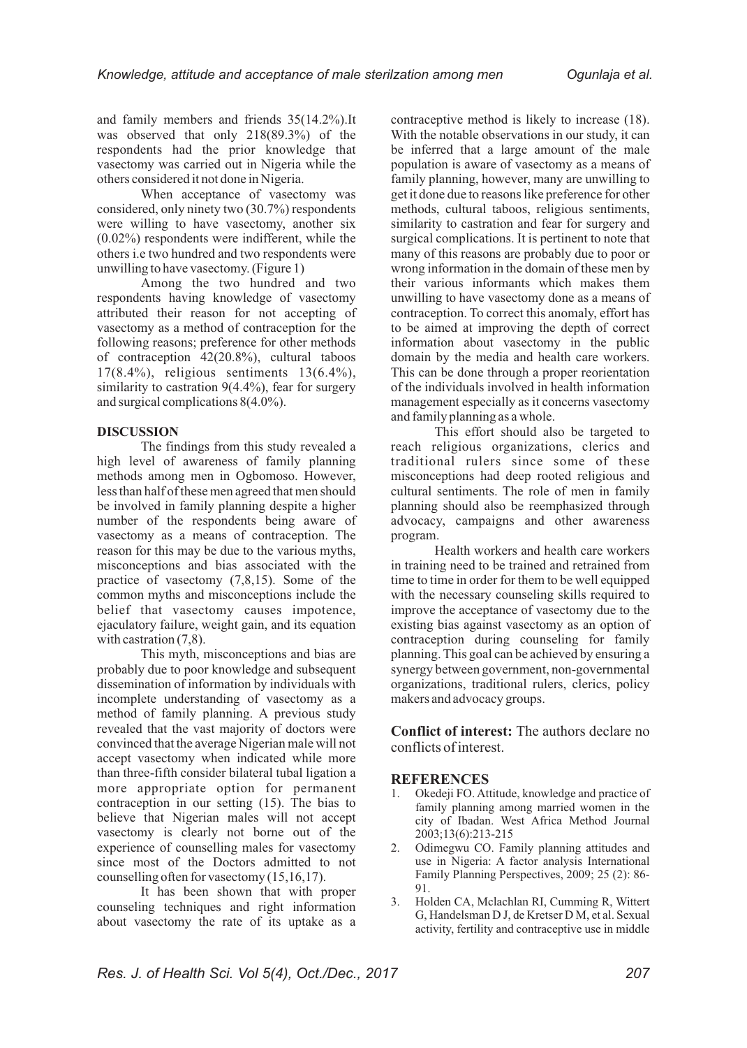and family members and friends 35(14.2%).It was observed that only 218(89.3%) of the respondents had the prior knowledge that vasectomy was carried out in Nigeria while the others considered it not done in Nigeria.

When acceptance of vasectomy was considered, only ninety two (30.7%) respondents were willing to have vasectomy, another six (0.02%) respondents were indifferent, while the others i.e two hundred and two respondents were unwilling to have vasectomy. (Figure 1)

Among the two hundred and two respondents having knowledge of vasectomy attributed their reason for not accepting of vasectomy as a method of contraception for the following reasons; preference for other methods of contraception 42(20.8%), cultural taboos 17(8.4%), religious sentiments 13(6.4%), similarity to castration 9(4.4%), fear for surgery and surgical complications 8(4.0%).

## DISCUSSION

The findings from this study revealed a high level of awareness of family planning methods among men in Ogbomoso. However, less than half of these men agreed that men should be involved in family planning despite a higher number of the respondents being aware of vasectomy as a means of contraception. The reason for this may be due to the various myths, misconceptions and bias associated with the practice of vasectomy (7,8,15). Some of the common myths and misconceptions include the belief that vasectomy causes impotence, ejaculatory failure, weight gain, and its equation with castration (7,8).

This myth, misconceptions and bias are probably due to poor knowledge and subsequent dissemination of information by individuals with incomplete understanding of vasectomy as a method of family planning. A previous study revealed that the vast majority of doctors were convinced that the average Nigerian male will not accept vasectomy when indicated while more than three-fifth consider bilateral tubal ligation a more appropriate option for permanent contraception in our setting (15). The bias to believe that Nigerian males will not accept vasectomy is clearly not borne out of the experience of counselling males for vasectomy since most of the Doctors admitted to not counselling often for vasectomy (15,16,17).

It has been shown that with proper counseling techniques and right information about vasectomy the rate of its uptake as a contraceptive method is likely to increase (18). With the notable observations in our study, it can be inferred that a large amount of the male population is aware of vasectomy as a means of family planning, however, many are unwilling to get it done due to reasons like preference for other methods, cultural taboos, religious sentiments, similarity to castration and fear for surgery and surgical complications. It is pertinent to note that many of this reasons are probably due to poor or wrong information in the domain of these men by their various informants which makes them unwilling to have vasectomy done as a means of contraception. To correct this anomaly, effort has to be aimed at improving the depth of correct information about vasectomy in the public domain by the media and health care workers. This can be done through a proper reorientation of the individuals involved in health information management especially as it concerns vasectomy and family planning as a whole.

This effort should also be targeted to reach religious organizations, clerics and traditional rulers since some of these misconceptions had deep rooted religious and cultural sentiments. The role of men in family planning should also be reemphasized through advocacy, campaigns and other awareness program.

Health workers and health care workers in training need to be trained and retrained from time to time in order for them to be well equipped with the necessary counseling skills required to improve the acceptance of vasectomy due to the existing bias against vasectomy as an option of contraception during counseling for family planning. This goal can be achieved by ensuring a synergy between government, non-governmental organizations, traditional rulers, clerics, policy makers and advocacy groups.

**Conflict of interest:** The authors declare no conflicts of interest.

## REFERENCES

1. Okedeji FO. Attitude, knowledge and practice of family planning among married women in the city of Ibadan. West Africa Method Journal 2003;13(6):213-215
2. Odimegwu CO. Family planning attitudes and use in Nigeria: A factor analysis International Family Planning Perspectives, 2009; 25 (2): 86-91.
3. Holden CA, Mclachlan RI, Cumming R, Wittert G, Handelsman D J, de Kretser D M, et al. Sexual activity, fertility and contraceptive use in middle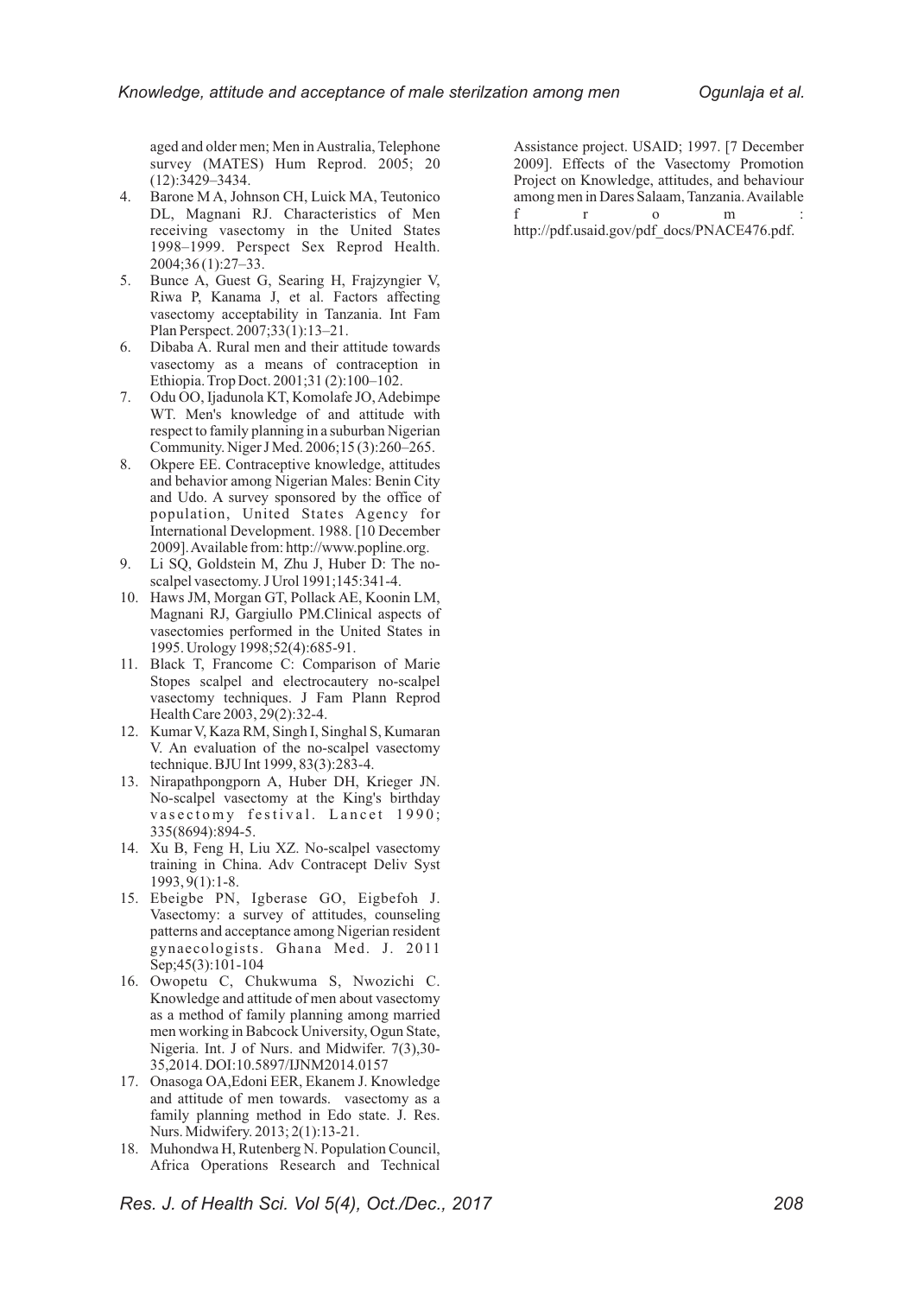aged and older men; Men in Australia, Telephone survey (MATES) Hum Reprod. 2005; 20 (12):3429–3434.

4. Barone M A, Johnson CH, Luick MA, Teutonico DL, Magnani RJ. Characteristics of Men receiving vasectomy in the United States 1998–1999. Perspect Sex Reprod Health. 2004;36 (1):27–33.
5. Bunce A, Guest G, Searing H, Frajzyngier V, Riwa P, Kanama J, et al. Factors affecting vasectomy acceptability in Tanzania. Int Fam Plan Perspect. 2007;33(1):13–21.
6. Dibaba A. Rural men and their attitude towards vasectomy as a means of contraception in Ethiopia. Trop Doct. 2001;31 (2):100–102.
7. Odu OO, Ijadunola KT, Komolafe JO, Adebimpe WT. Men's knowledge of and attitude with respect to family planning in a suburban Nigerian Community. Niger J Med. 2006;15 (3):260–265.
8. Okpere EE. Contraceptive knowledge, attitudes and behavior among Nigerian Males: Benin City and Udo. A survey sponsored by the office of population, United States Agency for International Development. 1988. [10 December 2009]. Available from: http://www.popline.org.
9. Li SQ, Goldstein M, Zhu J, Huber D: The no-scalpel vasectomy. J Urol 1991;145:341-4.
10. Haws JM, Morgan GT, Pollack AE, Koonin LM, Magnani RJ, Gargiullo PM.Clinical aspects of vasectomies performed in the United States in 1995. Urology 1998;52(4):685-91.
11. Black T, Francome C: Comparison of Marie Stopes scalpel and electrocautery no-scalpel vasectomy techniques. J Fam Plann Reprod Health Care 2003, 29(2):32-4.
12. Kumar V, Kaza RM, Singh I, Singhal S, Kumaran V. An evaluation of the no-scalpel vasectomy technique. BJU Int 1999, 83(3):283-4.
13. Nirapathpongporn A, Huber DH, Krieger JN. No-scalpel vasectomy at the King's birthday vasectomy festival. Lancet 1990; 335(8694):894-5.
14. Xu B, Feng H, Liu XZ. No-scalpel vasectomy training in China. Adv Contracept Deliv Syst 1993, 9(1):1-8.
15. Ebeigbe PN, Igberase GO, Eigbefoh J. Vasectomy: a survey of attitudes, counseling patterns and acceptance among Nigerian resident gynaecologists. Ghana Med. J. 2011 Sep;45(3):101-104
16. Owopetu C, Chukwuma S, Nwozichi C. Knowledge and attitude of men about vasectomy as a method of family planning among married men working in Babcock University, Ogun State, Nigeria. Int. J of Nurs. and Midwifer. 7(3),30-35,2014. DOI:10.5897/IJNM2014.0157
17. Onasoga OA,Edoni EER, Ekanem J. Knowledge and attitude of men towards. vasectomy as a family planning method in Edo state. J. Res. Nurs. Midwifery. 2013; 2(1):13-21.
18. Muhondwa H, Rutenberg N. Population Council, Africa Operations Research and Technical Assistance project. USAID; 1997. [7 December 2009]. Effects of the Vasectomy Promotion Project on Knowledge, attitudes, and behaviour among men in Dares Salaam, Tanzania. Available from: http://pdf.usaid.gov/pdf_docs/PNACE476.pdf.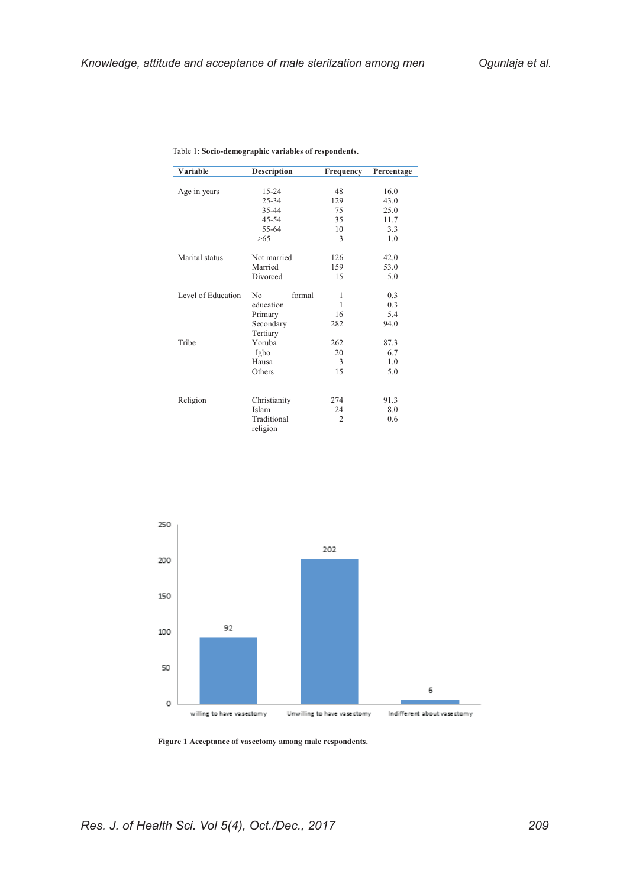Table 1: **Socio-demographic variables of respondents.**

| Variable | Description | Frequency | Percentage |
|---|---|---|---|
| Age in years | 15-24 | 48 | 16.0 |
| | 25-34 | 129 | 43.0 |
| | 35-44 | 75 | 25.0 |
| | 45-54 | 35 | 11.7 |
| | 55-64 | 10 | 3.3 |
| | >65 | 3 | 1.0 |
| Marital status | Not married | 126 | 42.0 |
| | Married | 159 | 53.0 |
| | Divorced | 15 | 5.0 |
| Level of Education | No formal education | 1 | 0.3 |
| | Primary | 1 | 0.3 |
| | Secondary | 16 | 5.4 |
| | Tertiary | 282 | 94.0 |
| Tribe | Yoruba | 262 | 87.3 |
| | Igbo | 20 | 6.7 |
| | Hausa | 3 | 1.0 |
| | Others | 15 | 5.0 |
| Religion | Christianity | 274 | 91.3 |
| | Islam | 24 | 8.0 |
| | Traditional religion | 2 | 0.6 |

250
200
150
100
50
0

92
202
6

willing to have vasectomy
Unwilling to have vasectomy
indifferent about vasectomy

**Figure 1 Acceptance of vasectomy among male respondents.**